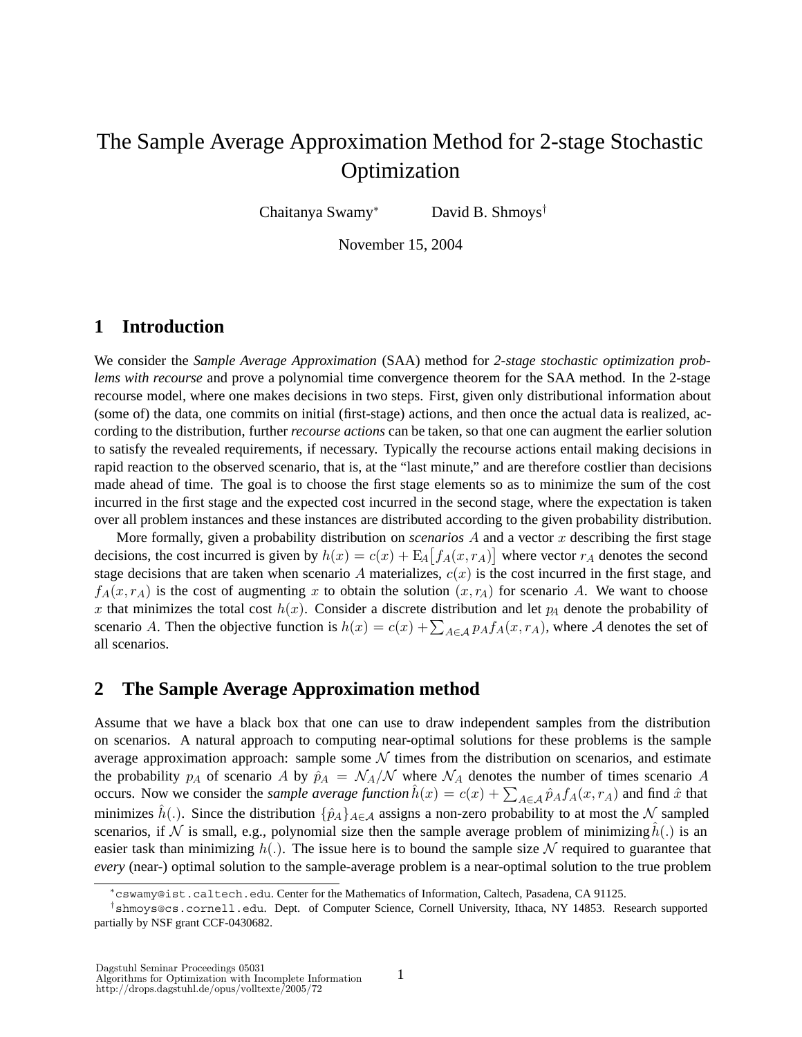# The Sample Average Approximation Method for 2-stage Stochastic Optimization

Chaitanya Swamy[*] David B. Shmoys[†]

November 15, 2004

## 1 Introduction

We consider the *Sample Average Approximation* (SAA) method for *2-stage stochastic optimization problems with recourse* and prove a polynomial time convergence theorem for the SAA method. In the 2-stage recourse model, where one makes decisions in two steps. First, given only distributional information about (some of) the data, one commits on initial (first-stage) actions, and then once the actual data is realized, according to the distribution, further *recourse actions* can be taken, so that one can augment the earlier solution to satisfy the revealed requirements, if necessary. Typically the recourse actions entail making decisions in rapid reaction to the observed scenario, that is, at the "last minute," and are therefore costlier than decisions made ahead of time. The goal is to choose the first stage elements so as to minimize the sum of the cost incurred in the first stage and the expected cost incurred in the second stage, where the expectation is taken over all problem instances and these instances are distributed according to the given probability distribution.

More formally, given a probability distribution on *scenarios* $A$ and a vector $x$ describing the first stage decisions, the cost incurred is given by $h(x) = c(x) + \mathrm{E}_A\big[f_A(x, r_A)\big]$ where vector $r_A$ denotes the second stage decisions that are taken when scenario $A$ materializes, $c(x)$ is the cost incurred in the first stage, and $f_A(x, r_A)$ is the cost of augmenting $x$ to obtain the solution $(x, r_A)$ for scenario $A$. We want to choose $x$ that minimizes the total cost $h(x)$. Consider a discrete distribution and let $p_A$ denote the probability of scenario $A$. Then the objective function is $h(x) = c(x) + \sum_{A \in \mathcal{A}} p_A f_A(x, r_A)$, where $\mathcal{A}$ denotes the set of all scenarios.

## 2 The Sample Average Approximation method

Assume that we have a black box that one can use to draw independent samples from the distribution on scenarios. A natural approach to computing near-optimal solutions for these problems is the sample average approximation approach: sample some $\mathcal{N}$ times from the distribution on scenarios, and estimate the probability $p_A$ of scenario $A$ by $\hat{p}_A = \mathcal{N}_A/\mathcal{N}$ where $\mathcal{N}_A$ denotes the number of times scenario $A$ occurs. Now we consider the *sample average function* $\hat{h}(x) = c(x) + \sum_{A \in \mathcal{A}} \hat{p}_A f_A(x, r_A)$ and find $\hat{x}$ that minimizes $\hat{h}(.)$. Since the distribution $\{\hat{p}_A\}_{A \in \mathcal{A}}$ assigns a non-zero probability to at most the $\mathcal{N}$ sampled scenarios, if $\mathcal{N}$ is small, e.g., polynomial size then the sample average problem of minimizing $\hat{h}(.)$ is an easier task than minimizing $h(.)$. The issue here is to bound the sample size $\mathcal{N}$ required to guarantee that *every* (near-) optimal solution to the sample-average problem is a near-optimal solution to the true problem

[*] cswamy@ist.caltech.edu. Center for the Mathematics of Information, Caltech, Pasadena, CA 91125.

[†] shmoys@cs.cornell.edu. Dept. of Computer Science, Cornell University, Ithaca, NY 14853. Research supported partially by NSF grant CCF-0430682.

Dagstuhl Seminar Proceedings 05031
Algorithms for Optimization with Incomplete Information
http://drops.dagstuhl.de/opus/volltexte/2005/72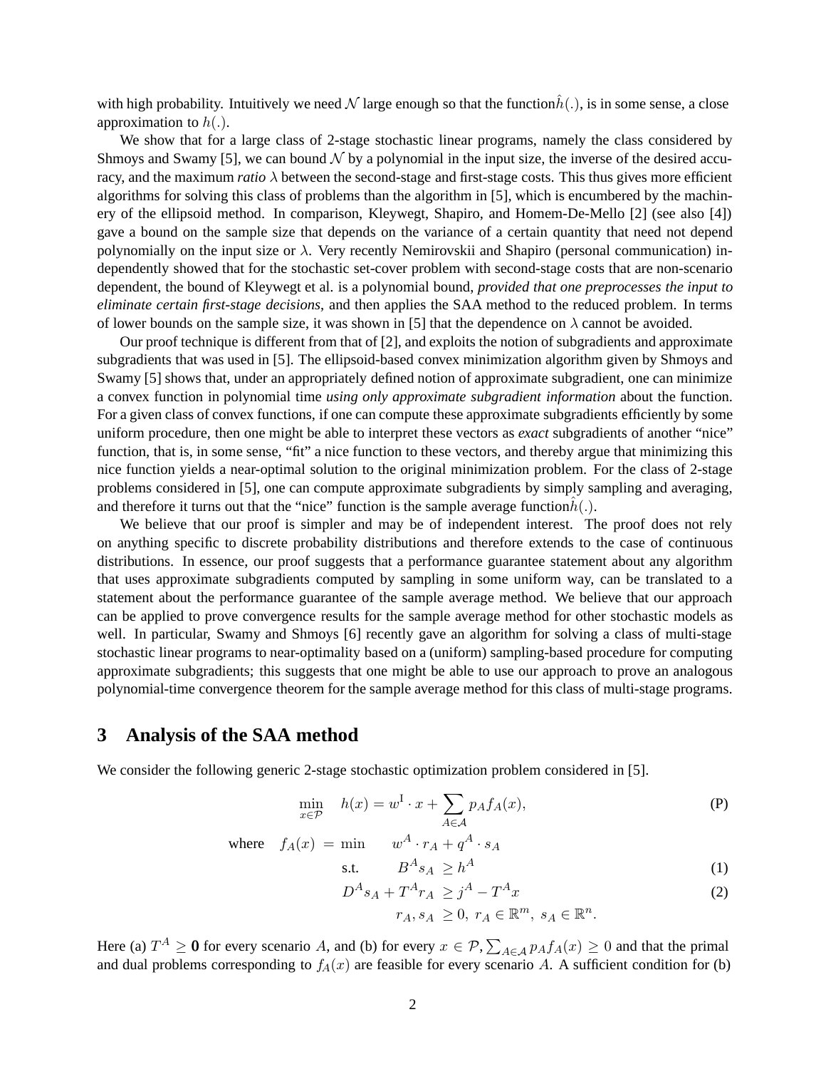with high probability. Intuitively we need $\mathcal{N}$ large enough so that the function $\hat{h}(.)$, is in some sense, a close approximation to $h(.)$.

We show that for a large class of 2-stage stochastic linear programs, namely the class considered by Shmoys and Swamy [5], we can bound $\mathcal{N}$ by a polynomial in the input size, the inverse of the desired accuracy, and the maximum *ratio* $\lambda$ between the second-stage and first-stage costs. This thus gives more efficient algorithms for solving this class of problems than the algorithm in [5], which is encumbered by the machinery of the ellipsoid method. In comparison, Kleywegt, Shapiro, and Homem-De-Mello [2] (see also [4]) gave a bound on the sample size that depends on the variance of a certain quantity that need not depend polynomially on the input size or $\lambda$. Very recently Nemirovskii and Shapiro (personal communication) independently showed that for the stochastic set-cover problem with second-stage costs that are non-scenario dependent, the bound of Kleywegt et al. is a polynomial bound, *provided that one preprocesses the input to eliminate certain first-stage decisions*, and then applies the SAA method to the reduced problem. In terms of lower bounds on the sample size, it was shown in [5] that the dependence on $\lambda$ cannot be avoided.

Our proof technique is different from that of [2], and exploits the notion of subgradients and approximate subgradients that was used in [5]. The ellipsoid-based convex minimization algorithm given by Shmoys and Swamy [5] shows that, under an appropriately defined notion of approximate subgradient, one can minimize a convex function in polynomial time *using only approximate subgradient information* about the function. For a given class of convex functions, if one can compute these approximate subgradients efficiently by some uniform procedure, then one might be able to interpret these vectors as *exact* subgradients of another "nice" function, that is, in some sense, "fit" a nice function to these vectors, and thereby argue that minimizing this nice function yields a near-optimal solution to the original minimization problem. For the class of 2-stage problems considered in [5], one can compute approximate subgradients by simply sampling and averaging, and therefore it turns out that the "nice" function is the sample average function $\hat{h}(.)$.

We believe that our proof is simpler and may be of independent interest. The proof does not rely on anything specific to discrete probability distributions and therefore extends to the case of continuous distributions. In essence, our proof suggests that a performance guarantee statement about any algorithm that uses approximate subgradients computed by sampling in some uniform way, can be translated to a statement about the performance guarantee of the sample average method. We believe that our approach can be applied to prove convergence results for the sample average method for other stochastic models as well. In particular, Swamy and Shmoys [6] recently gave an algorithm for solving a class of multi-stage stochastic linear programs to near-optimality based on a (uniform) sampling-based procedure for computing approximate subgradients; this suggests that one might be able to use our approach to prove an analogous polynomial-time convergence theorem for the sample average method for this class of multi-stage programs.

## 3 Analysis of the SAA method

We consider the following generic 2-stage stochastic optimization problem considered in [5].

$$\min_{x \in \mathcal{P}} \quad h(x) = w^{\mathrm{I}} \cdot x + \sum_{A \in \mathcal{A}} p_A f_A(x), \tag{P}$$

$$\begin{aligned}
\text{where} \quad f_A(x) \;=\; \min \quad & w^A \cdot r_A + q^A \cdot s_A \\
\text{s.t.} \quad & B^A s_A \;\geq h^A && (1)\\
& D^A s_A + T^A r_A \;\geq j^A - T^A x && (2)\\
& r_A, s_A \;\geq 0,\; r_A \in \mathbb{R}^m,\; s_A \in \mathbb{R}^n.
\end{aligned}$$

Here (a) $T^A \geq \mathbf{0}$ for every scenario $A$, and (b) for every $x \in \mathcal{P}, \sum_{A \in \mathcal{A}} p_A f_A(x) \geq 0$ and that the primal and dual problems corresponding to $f_A(x)$ are feasible for every scenario $A$. A sufficient condition for (b)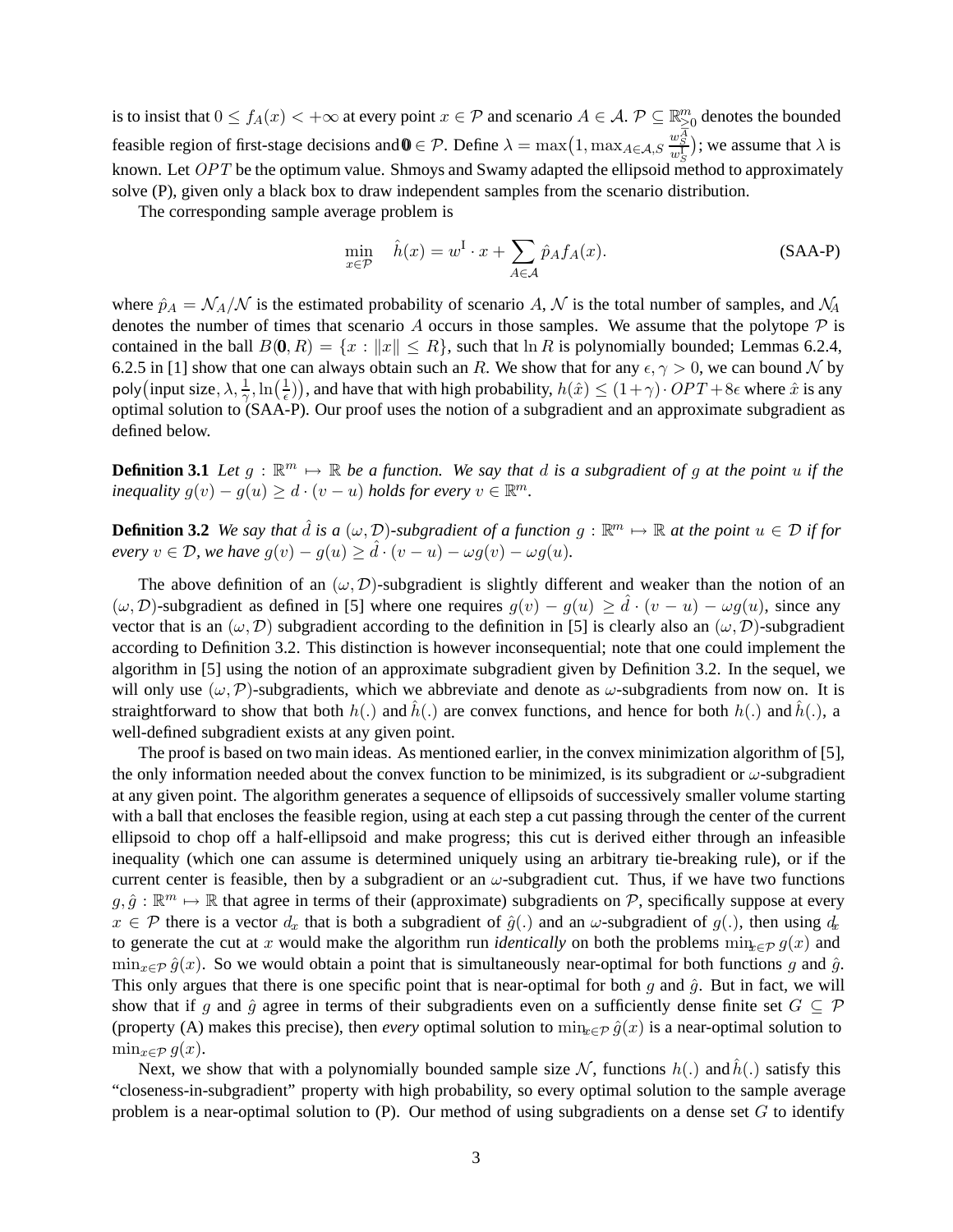is to insist that $0 \leq f_A(x) < +\infty$ at every point $x \in \mathcal{P}$ and scenario $A \in \mathcal{A}$. $\mathcal{P} \subseteq \mathbb{R}^m_{\geq 0}$ denotes the bounded feasible region of first-stage decisions and $\mathbf{0} \in \mathcal{P}$. Define $\lambda = \max\big(1, \max_{A \in \mathcal{A}, S} \frac{w_S^A}{w_S^I}\big)$; we assume that $\lambda$ is known. Let $OPT$ be the optimum value. Shmoys and Swamy adapted the ellipsoid method to approximately solve (P), given only a black box to draw independent samples from the scenario distribution.

The corresponding sample average problem is

$$\min_{x \in \mathcal{P}} \quad \hat{h}(x) = w^{\mathrm{I}} \cdot x + \sum_{A \in \mathcal{A}} \hat{p}_A f_A(x). \tag{SAA-P}$$

where $\hat{p}_A = \mathcal{N}_A / \mathcal{N}$ is the estimated probability of scenario $A$, $\mathcal{N}$ is the total number of samples, and $\mathcal{N}_A$ denotes the number of times that scenario $A$ occurs in those samples. We assume that the polytope $\mathcal{P}$ is contained in the ball $B(\mathbf{0}, R) = \{x : \|x\| \leq R\}$, such that $\ln R$ is polynomially bounded; Lemmas 6.2.4, 6.2.5 in [1] show that one can always obtain such an $R$. We show that for any $\epsilon, \gamma > 0$, we can bound $\mathcal{N}$ by $\mathsf{poly}\big(\text{input size}, \lambda, \frac{1}{\gamma}, \ln\big(\frac{1}{\epsilon}\big)\big)$, and have that with high probability, $h(\hat{x}) \leq (1+\gamma) \cdot OPT + 8\epsilon$ where $\hat{x}$ is any optimal solution to (SAA-P). Our proof uses the notion of a subgradient and an approximate subgradient as defined below.

**Definition 3.1** *Let $g : \mathbb{R}^m \mapsto \mathbb{R}$ be a function. We say that $d$ is a subgradient of $g$ at the point $u$ if the inequality $g(v) - g(u) \geq d \cdot (v - u)$ holds for every $v \in \mathbb{R}^m$.*

**Definition 3.2** *We say that $\hat{d}$ is a $(\omega, \mathcal{D})$-subgradient of a function $g : \mathbb{R}^m \mapsto \mathbb{R}$ at the point $u \in \mathcal{D}$ if for every $v \in \mathcal{D}$, we have $g(v) - g(u) \geq \hat{d} \cdot (v - u) - \omega g(v) - \omega g(u)$.*

The above definition of an $(\omega, \mathcal{D})$-subgradient is slightly different and weaker than the notion of an $(\omega, \mathcal{D})$-subgradient as defined in [5] where one requires $g(v) - g(u) \geq \hat{d} \cdot (v - u) - \omega g(u)$, since any vector that is an $(\omega, \mathcal{D})$ subgradient according to the definition in [5] is clearly also an $(\omega, \mathcal{D})$-subgradient according to Definition 3.2. This distinction is however inconsequential; note that one could implement the algorithm in [5] using the notion of an approximate subgradient given by Definition 3.2. In the sequel, we will only use $(\omega, \mathcal{P})$-subgradients, which we abbreviate and denote as $\omega$-subgradients from now on. It is straightforward to show that both $h(.)$ and $\hat{h}(.)$ are convex functions, and hence for both $h(.)$ and $\hat{h}(.)$, a well-defined subgradient exists at any given point.

The proof is based on two main ideas. As mentioned earlier, in the convex minimization algorithm of [5], the only information needed about the convex function to be minimized, is its subgradient or $\omega$-subgradient at any given point. The algorithm generates a sequence of ellipsoids of successively smaller volume starting with a ball that encloses the feasible region, using at each step a cut passing through the center of the current ellipsoid to chop off a half-ellipsoid and make progress; this cut is derived either through an infeasible inequality (which one can assume is determined uniquely using an arbitrary tie-breaking rule), or if the current center is feasible, then by a subgradient or an $\omega$-subgradient cut. Thus, if we have two functions $g, \hat{g} : \mathbb{R}^m \mapsto \mathbb{R}$ that agree in terms of their (approximate) subgradients on $\mathcal{P}$, specifically suppose at every $x \in \mathcal{P}$ there is a vector $d_x$ that is both a subgradient of $\hat{g}(.)$ and an $\omega$-subgradient of $g(.)$, then using $d_x$ to generate the cut at $x$ would make the algorithm run *identically* on both the problems $\min_{x \in \mathcal{P}} g(x)$ and $\min_{x \in \mathcal{P}} \hat{g}(x)$. So we would obtain a point that is simultaneously near-optimal for both functions $g$ and $\hat{g}$. This only argues that there is one specific point that is near-optimal for both $g$ and $\hat{g}$. But in fact, we will show that if $g$ and $\hat{g}$ agree in terms of their subgradients even on a sufficiently dense finite set $G \subseteq \mathcal{P}$ (property (A) makes this precise), then *every* optimal solution to $\min_{x \in \mathcal{P}} \hat{g}(x)$ is a near-optimal solution to $\min_{x \in \mathcal{P}} g(x)$.

Next, we show that with a polynomially bounded sample size $\mathcal{N}$, functions $h(.)$ and $\hat{h}(.)$ satisfy this "closeness-in-subgradient" property with high probability, so every optimal solution to the sample average problem is a near-optimal solution to (P). Our method of using subgradients on a dense set $G$ to identify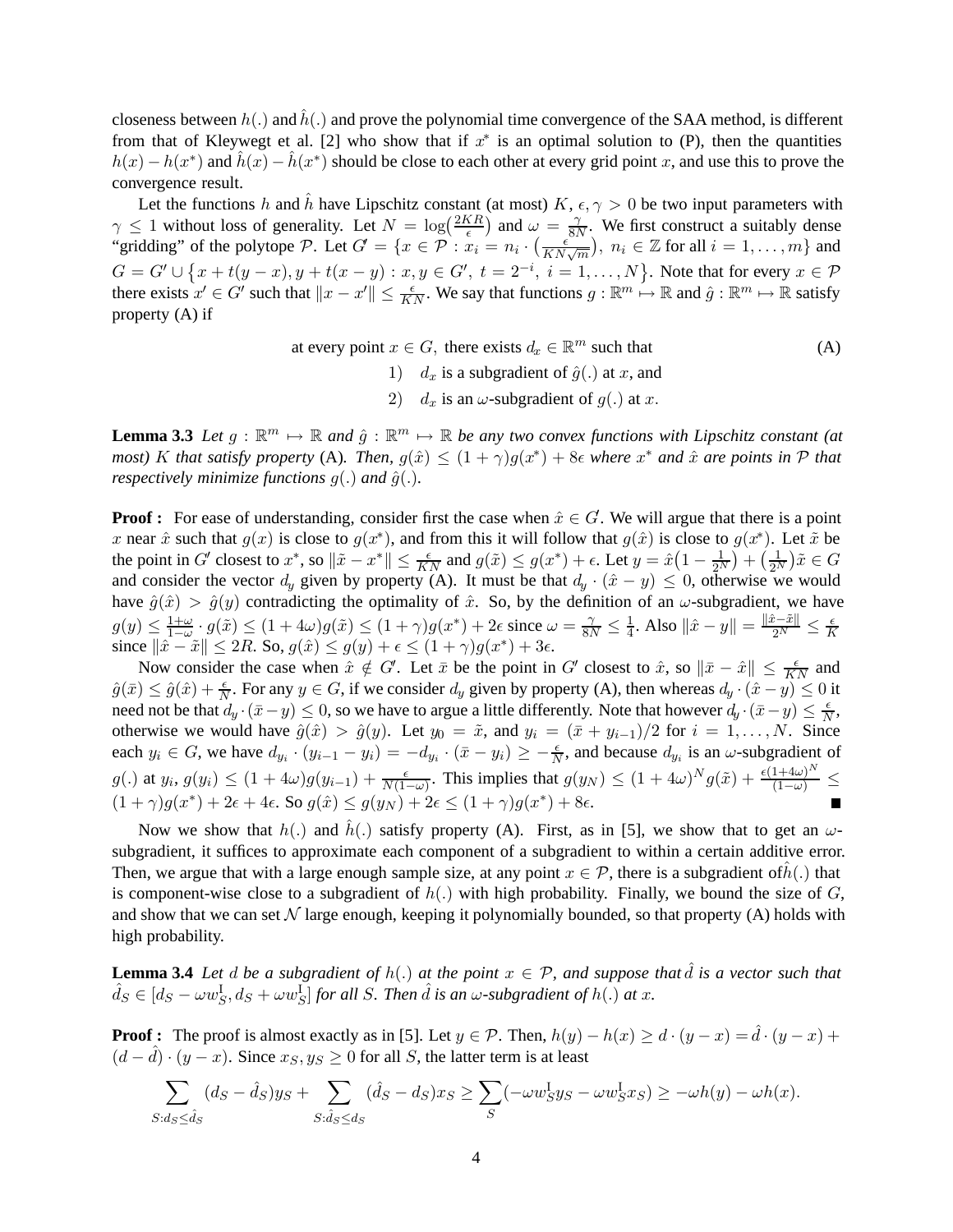closeness between $h(.)$ and $\hat{h}(.)$ and prove the polynomial time convergence of the SAA method, is different from that of Kleywegt et al. [2] who show that if $x^*$ is an optimal solution to (P), then the quantities $h(x) - h(x^*)$ and $\hat{h}(x) - \hat{h}(x^*)$ should be close to each other at every grid point $x$, and use this to prove the convergence result.

Let the functions $h$ and $\hat{h}$ have Lipschitz constant (at most) $K$, $\epsilon, \gamma > 0$ be two input parameters with $\gamma \leq 1$ without loss of generality. Let $N = \log\left(\frac{2KR}{\epsilon}\right)$ and $\omega = \frac{\gamma}{8N}$. We first construct a suitably dense "gridding" of the polytope $\mathcal{P}$. Let $G' = \{x \in \mathcal{P} : x_i = n_i \cdot \left(\frac{\epsilon}{KN\sqrt{m}}\right),\ n_i \in \mathbb{Z} \text{ for all } i = 1, \ldots, m\}$ and $G = G' \cup \left\{x + t(y-x), y + t(x-y) : x, y \in G',\ t = 2^{-i},\ i = 1, \ldots, N\right\}$. Note that for every $x \in \mathcal{P}$ there exists $x' \in G'$ such that $\|x - x'\| \leq \frac{\epsilon}{KN}$. We say that functions $g : \mathbb{R}^m \mapsto \mathbb{R}$ and $\hat{g} : \mathbb{R}^m \mapsto \mathbb{R}$ satisfy property (A) if

$$
\begin{aligned}
&\text{at every point } x \in G, \text{ there exists } d_x \in \mathbb{R}^m \text{ such that} \qquad\qquad \text{(A)}\\
&\quad 1) \quad d_x \text{ is a subgradient of } \hat{g}(.) \text{ at } x, \text{ and}\\
&\quad 2) \quad d_x \text{ is an } \omega\text{-subgradient of } g(.) \text{ at } x.
\end{aligned}
$$

**Lemma 3.3** *Let $g : \mathbb{R}^m \mapsto \mathbb{R}$ and $\hat{g} : \mathbb{R}^m \mapsto \mathbb{R}$ be any two convex functions with Lipschitz constant (at most) $K$ that satisfy property* (A)*. Then, $g(\hat{x}) \leq (1+\gamma)g(x^*) + 8\epsilon$ where $x^*$ and $\hat{x}$ are points in $\mathcal{P}$ that respectively minimize functions $g(.)$ and $\hat{g}(.)$.*

**Proof :** For ease of understanding, consider first the case when $\hat{x} \in G'$. We will argue that there is a point $x$ near $\hat{x}$ such that $g(x)$ is close to $g(x^*)$, and from this it will follow that $g(\hat{x})$ is close to $g(x^*)$. Let $\tilde{x}$ be the point in $G'$ closest to $x^*$, so $\|\tilde{x} - x^*\| \leq \frac{\epsilon}{KN}$ and $g(\tilde{x}) \leq g(x^*) + \epsilon$. Let $y = \hat{x}\left(1 - \frac{1}{2^N}\right) + \left(\frac{1}{2^N}\right)\tilde{x} \in G$ and consider the vector $d_y$ given by property (A). It must be that $d_y \cdot (\hat{x} - y) \leq 0$, otherwise we would have $\hat{g}(\hat{x}) > \hat{g}(y)$ contradicting the optimality of $\hat{x}$. So, by the definition of an $\omega$-subgradient, we have $g(y) \leq \frac{1+\omega}{1-\omega} \cdot g(\tilde{x}) \leq (1+4\omega)g(\tilde{x}) \leq (1+\gamma)g(x^*) + 2\epsilon$ since $\omega = \frac{\gamma}{8N} \leq \frac{1}{4}$. Also $\|\hat{x} - y\| = \frac{\|\hat{x} - \tilde{x}\|}{2^N} \leq \frac{\epsilon}{K}$ since $\|\hat{x} - \tilde{x}\| \leq 2R$. So, $g(\hat{x}) \leq g(y) + \epsilon \leq (1+\gamma)g(x^*) + 3\epsilon$.

Now consider the case when $\hat{x} \notin G'$. Let $\bar{x}$ be the point in $G'$ closest to $\hat{x}$, so $\|\bar{x} - \hat{x}\| \leq \frac{\epsilon}{KN}$ and $\hat{g}(\bar{x}) \leq \hat{g}(\hat{x}) + \frac{\epsilon}{N}$. For any $y \in G$, if we consider $d_y$ given by property (A), then whereas $d_y \cdot (\hat{x} - y) \leq 0$ it need not be that $d_y \cdot (\bar{x} - y) \leq 0$, so we have to argue a little differently. Note that however $d_y \cdot (\bar{x} - y) \leq \frac{\epsilon}{N}$, otherwise we would have $\hat{g}(\hat{x}) > \hat{g}(y)$. Let $y_0 = \tilde{x}$, and $y_i = (\bar{x} + y_{i-1})/2$ for $i = 1, \ldots, N$. Since each $y_i \in G$, we have $d_{y_i} \cdot (y_{i-1} - y_i) = -d_{y_i} \cdot (\bar{x} - y_i) \geq -\frac{\epsilon}{N}$, and because $d_{y_i}$ is an $\omega$-subgradient of $g(.)$ at $y_i$, $g(y_i) \leq (1+4\omega)g(y_{i-1}) + \frac{\epsilon}{N(1-\omega)}$. This implies that $g(y_N) \leq (1+4\omega)^N g(\tilde{x}) + \frac{\epsilon(1+4\omega)^N}{(1-\omega)} \leq (1+\gamma)g(x^*) + 2\epsilon + 4\epsilon$. So $g(\hat{x}) \leq g(y_N) + 2\epsilon \leq (1+\gamma)g(x^*) + 8\epsilon$. ∎

Now we show that $h(.)$ and $\hat{h}(.)$ satisfy property (A). First, as in [5], we show that to get an $\omega$-subgradient, it suffices to approximate each component of a subgradient to within a certain additive error. Then, we argue that with a large enough sample size, at any point $x \in \mathcal{P}$, there is a subgradient of $\hat{h}(.)$ that is component-wise close to a subgradient of $h(.)$ with high probability. Finally, we bound the size of $G$, and show that we can set $\mathcal{N}$ large enough, keeping it polynomially bounded, so that property (A) holds with high probability.

**Lemma 3.4** *Let $d$ be a subgradient of $h(.)$ at the point $x \in \mathcal{P}$, and suppose that $\hat{d}$ is a vector such that $\hat{d}_S \in [d_S - \omega w_S^{\mathrm{I}}, d_S + \omega w_S^{\mathrm{I}}]$ for all $S$. Then $\hat{d}$ is an $\omega$-subgradient of $h(.)$ at $x$.*

**Proof :** The proof is almost exactly as in [5]. Let $y \in \mathcal{P}$. Then, $h(y) - h(x) \geq d \cdot (y - x) = \hat{d} \cdot (y - x) + (d - \hat{d}) \cdot (y - x)$. Since $x_S, y_S \geq 0$ for all $S$, the latter term is at least

$$
\sum_{S : d_S \leq \hat{d}_S} (d_S - \hat{d}_S) y_S + \sum_{S : \hat{d}_S \leq d_S} (\hat{d}_S - d_S) x_S \geq \sum_S (-\omega w_S^{\mathrm{I}} y_S - \omega w_S^{\mathrm{I}} x_S) \geq -\omega h(y) - \omega h(x).
$$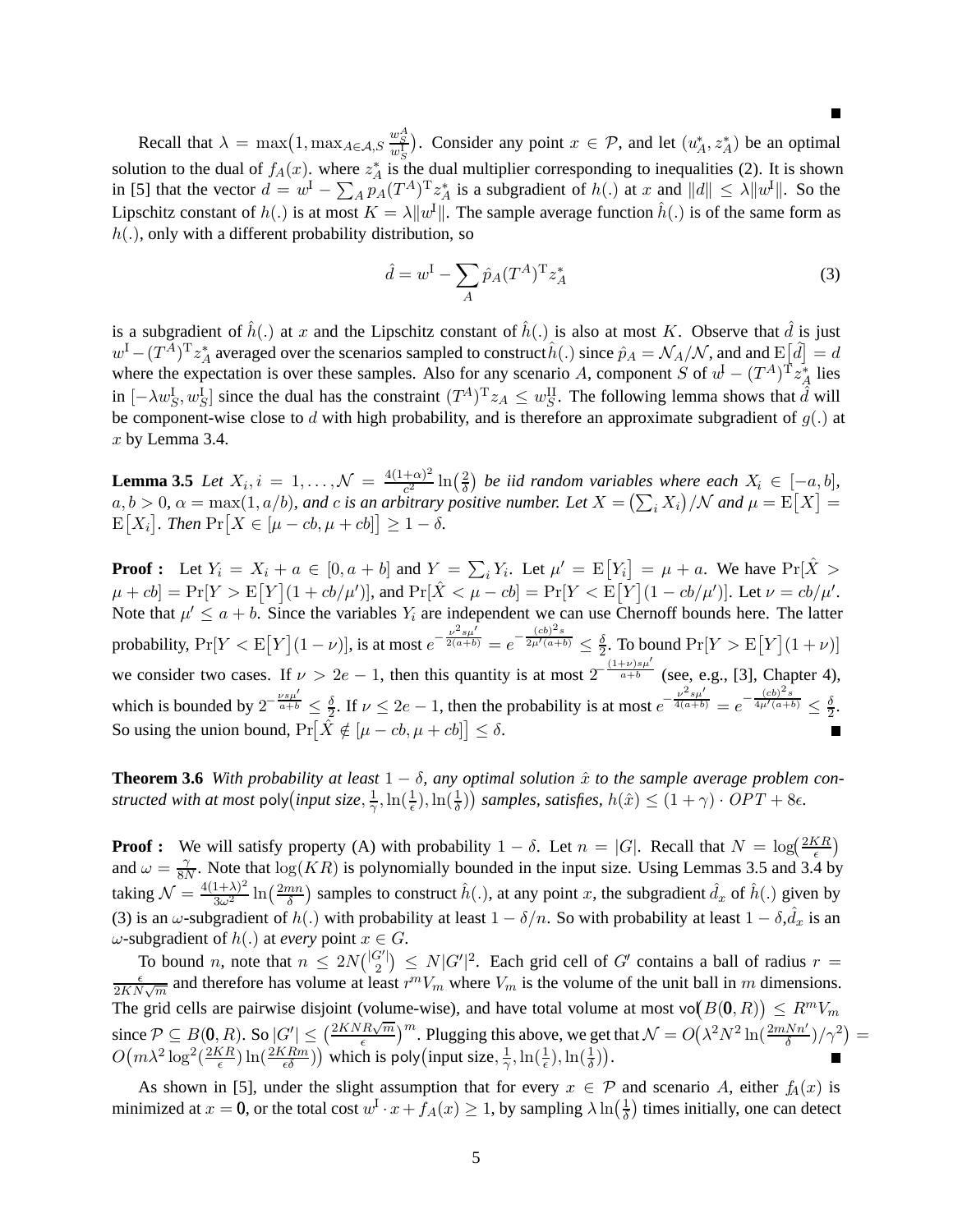∎

Recall that $\lambda = \max\big(1, \max_{A\in\mathcal{A},S} \frac{w^A_S}{w^{\rm I}_S}\big)$. Consider any point $x \in \mathcal{P}$, and let $(u^*_A, z^*_A)$ be an optimal solution to the dual of $f_A(x)$. where $z^*_A$ is the dual multiplier corresponding to inequalities (2). It is shown in [5] that the vector $d = w^{\rm I} - \sum_A p_A (T^A)^{\rm T} z^*_A$ is a subgradient of $h(.)$ at $x$ and $\|d\| \leq \lambda \|w^{\rm I}\|$. So the Lipschitz constant of $h(.)$ is at most $K = \lambda\|w^{\rm I}\|$. The sample average function $\hat{h}(.)$ is of the same form as $h(.)$, only with a different probability distribution, so

$$\hat{d} = w^{\rm I} - \sum_A \hat{p}_A (T^A)^{\rm T} z^*_A \tag{3}$$

is a subgradient of $\hat{h}(.)$ at $x$ and the Lipschitz constant of $\hat{h}(.)$ is also at most $K$. Observe that $\hat{d}$ is just $w^{\rm I} - (T^A)^{\rm T} z^*_A$ averaged over the scenarios sampled to construct $\hat{h}(.)$ since $\hat{p}_A = \mathcal{N}_A/\mathcal{N}$, and and $\mathrm{E}\big[\hat{d}\big] = d$ where the expectation is over these samples. Also for any scenario $A$, component $S$ of $w^{\rm I} - (T^A)^{\rm T} z^*_A$ lies in $[-\lambda w^{\rm I}_S, w^{\rm I}_S]$ since the dual has the constraint $(T^A)^{\rm T} z_A \leq w^{\rm II}_S$. The following lemma shows that $\hat{d}$ will be component-wise close to $d$ with high probability, and is therefore an approximate subgradient of $g(.)$ at $x$ by Lemma 3.4.

**Lemma 3.5** *Let $X_i, i = 1, \ldots, \mathcal{N} = \frac{4(1+\alpha)^2}{c^2}\ln\big(\frac{2}{\delta}\big)$ be iid random variables where each $X_i \in [-a, b]$, $a, b > 0$, $\alpha = \max(1, a/b)$, and $c$ is an arbitrary positive number. Let $X = \big(\sum_i X_i\big)/\mathcal{N}$ and $\mu = \mathrm{E}\big[X\big] = \mathrm{E}\big[X_i\big]$. Then $\Pr\big[X \in [\mu - cb, \mu + cb]\big] \geq 1 - \delta$.*

**Proof :** Let $Y_i = X_i + a \in [0, a+b]$ and $Y = \sum_i Y_i$. Let $\mu' = \mathrm{E}\big[Y_i\big] = \mu + a$. We have $\Pr[\hat{X} > \mu + cb] = \Pr[Y > \mathrm{E}\big[Y\big](1 + cb/\mu')]$, and $\Pr[\hat{X} < \mu - cb] = \Pr[Y < \mathrm{E}\big[Y\big](1 - cb/\mu')]$. Let $\nu = cb/\mu'$. Note that $\mu' \leq a + b$. Since the variables $Y_i$ are independent we can use Chernoff bounds here. The latter probability, $\Pr[Y < \mathrm{E}\big[Y\big](1-\nu)]$, is at most $e^{-\frac{\nu^2 s\mu'}{2(a+b)}} = e^{-\frac{(cb)^2 s}{2\mu'(a+b)}} \leq \frac{\delta}{2}$. To bound $\Pr[Y > \mathrm{E}\big[Y\big](1+\nu)]$ we consider two cases. If $\nu > 2e - 1$, then this quantity is at most $2^{-\frac{(1+\nu)s\mu'}{a+b}}$ (see, e.g., [3], Chapter 4), which is bounded by $2^{-\frac{\nu s \mu'}{a+b}} \leq \frac{\delta}{2}$. If $\nu \leq 2e - 1$, then the probability is at most $e^{-\frac{\nu^2 s\mu'}{4(a+b)}} = e^{-\frac{(cb)^2 s}{4\mu'(a+b)}} \leq \frac{\delta}{2}$. So using the union bound, $\Pr\big[\hat{X} \notin [\mu - cb, \mu + cb]\big] \leq \delta$. ∎

**Theorem 3.6** *With probability at least $1 - \delta$, any optimal solution $\hat{x}$ to the sample average problem constructed with at most $\mathsf{poly}\big(\text{input size}, \frac{1}{\gamma}, \ln(\frac{1}{\epsilon}), \ln(\frac{1}{\delta})\big)$ samples, satisfies, $h(\hat{x}) \leq (1+\gamma)\cdot OPT + 8\epsilon$.*

**Proof :** We will satisfy property (A) with probability $1 - \delta$. Let $n = |G|$. Recall that $N = \log\big(\frac{2KR}{\epsilon}\big)$ and $\omega = \frac{\gamma}{8N}$. Note that $\log(KR)$ is polynomially bounded in the input size. Using Lemmas 3.5 and 3.4 by taking $\mathcal{N} = \frac{4(1+\lambda)^2}{3\omega^2}\ln\big(\frac{2mn}{\delta}\big)$ samples to construct $\hat{h}(.)$, at any point $x$, the subgradient $\hat{d}_x$ of $\hat{h}(.)$ given by (3) is an $\omega$-subgradient of $h(.)$ with probability at least $1 - \delta/n$. So with probability at least $1 - \delta$, $\hat{d}_x$ is an $\omega$-subgradient of $h(.)$ at *every* point $x \in G$.

To bound $n$, note that $n \leq 2N\binom{|G'|}{2} \leq N|G'|^2$. Each grid cell of $G'$ contains a ball of radius $r = \frac{\epsilon}{2KN\sqrt{m}}$ and therefore has volume at least $r^m V_m$ where $V_m$ is the volume of the unit ball in $m$ dimensions. The grid cells are pairwise disjoint (volume-wise), and have total volume at most $\mathsf{vol}\big(B(\mathbf{0}, R)\big) \leq R^m V_m$ since $\mathcal{P} \subseteq B(\mathbf{0}, R)$. So $|G'| \leq \big(\frac{2KNR\sqrt{m}}{\epsilon}\big)^m$. Plugging this above, we get that $\mathcal{N} = O\big(\lambda^2 N^2 \ln(\frac{2mNn'}{\delta})/\gamma^2\big) = O\big(m\lambda^2 \log^2(\frac{2KR}{\epsilon})\ln(\frac{2KRm}{\epsilon\delta})\big)$ which is $\mathsf{poly}\big(\text{input size}, \frac{1}{\gamma}, \ln(\frac{1}{\epsilon}), \ln(\frac{1}{\delta})\big)$. ∎

As shown in [5], under the slight assumption that for every $x \in \mathcal{P}$ and scenario $A$, either $f_A(x)$ is minimized at $x = \mathbf{0}$, or the total cost $w^{\rm I}\cdot x + f_A(x) \geq 1$, by sampling $\lambda \ln\big(\frac{1}{\delta}\big)$ times initially, one can detect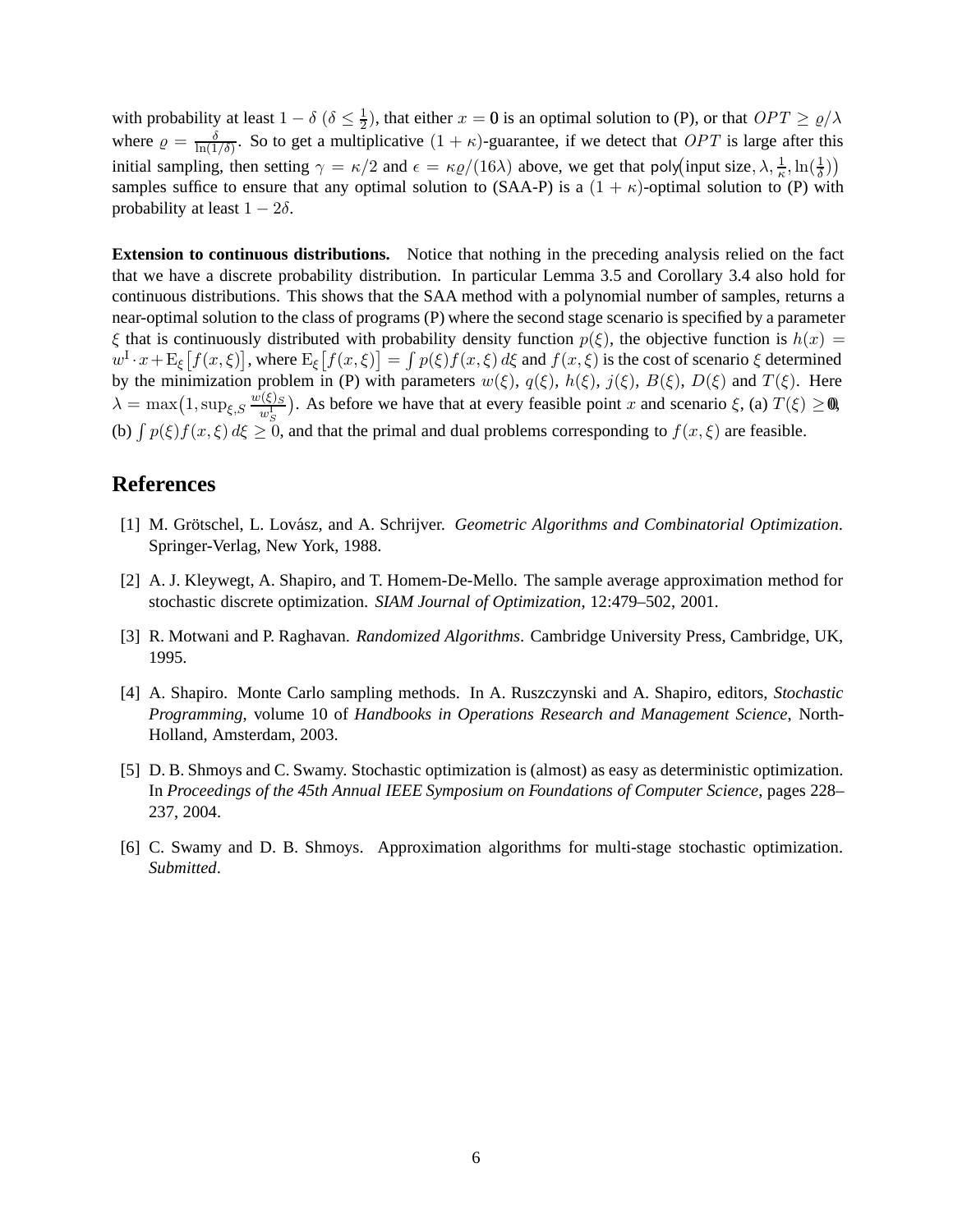with probability at least $1 - \delta$ ($\delta \leq \frac{1}{2}$), that either $x = \mathbf{0}$ is an optimal solution to (P), or that $OPT \geq \varrho/\lambda$ where $\varrho = \frac{\delta}{\ln(1/\delta)}$. So to get a multiplicative $(1 + \kappa)$-guarantee, if we detect that $OPT$ is large after this initial sampling, then setting $\gamma = \kappa/2$ and $\epsilon = \kappa\varrho/(16\lambda)$ above, we get that $\text{poly}\bigl(\text{input size}, \lambda, \frac{1}{\kappa}, \ln(\frac{1}{\delta})\bigr)$ samples suffice to ensure that any optimal solution to (SAA-P) is a $(1 + \kappa)$-optimal solution to (P) with probability at least $1 - 2\delta$.

**Extension to continuous distributions.** Notice that nothing in the preceding analysis relied on the fact that we have a discrete probability distribution. In particular Lemma 3.5 and Corollary 3.4 also hold for continuous distributions. This shows that the SAA method with a polynomial number of samples, returns a near-optimal solution to the class of programs (P) where the second stage scenario is specified by a parameter $\xi$ that is continuously distributed with probability density function $p(\xi)$, the objective function is $h(x) = w^{\mathrm{I}} \cdot x + \mathrm{E}_{\xi}\bigl[f(x, \xi)\bigr]$, where $\mathrm{E}_{\xi}\bigl[f(x, \xi)\bigr] = \int p(\xi) f(x, \xi)\, d\xi$ and $f(x, \xi)$ is the cost of scenario $\xi$ determined by the minimization problem in (P) with parameters $w(\xi)$, $q(\xi)$, $h(\xi)$, $j(\xi)$, $B(\xi)$, $D(\xi)$ and $T(\xi)$. Here $\lambda = \max\bigl(1, \sup_{\xi, S} \frac{w(\xi)_S}{w^{\mathrm{I}}_S}\bigr)$. As before we have that at every feasible point $x$ and scenario $\xi$, (a) $T(\xi) \geq \mathbf{0}$, (b) $\int p(\xi) f(x, \xi)\, d\xi \geq 0$, and that the primal and dual problems corresponding to $f(x, \xi)$ are feasible.

## References

[1] M. Grötschel, L. Lovász, and A. Schrijver. *Geometric Algorithms and Combinatorial Optimization*. Springer-Verlag, New York, 1988.

[2] A. J. Kleywegt, A. Shapiro, and T. Homem-De-Mello. The sample average approximation method for stochastic discrete optimization. *SIAM Journal of Optimization*, 12:479–502, 2001.

[3] R. Motwani and P. Raghavan. *Randomized Algorithms*. Cambridge University Press, Cambridge, UK, 1995.

[4] A. Shapiro. Monte Carlo sampling methods. In A. Ruszczynski and A. Shapiro, editors, *Stochastic Programming*, volume 10 of *Handbooks in Operations Research and Management Science*, North-Holland, Amsterdam, 2003.

[5] D. B. Shmoys and C. Swamy. Stochastic optimization is (almost) as easy as deterministic optimization. In *Proceedings of the 45th Annual IEEE Symposium on Foundations of Computer Science*, pages 228–237, 2004.

[6] C. Swamy and D. B. Shmoys. Approximation algorithms for multi-stage stochastic optimization. *Submitted*.